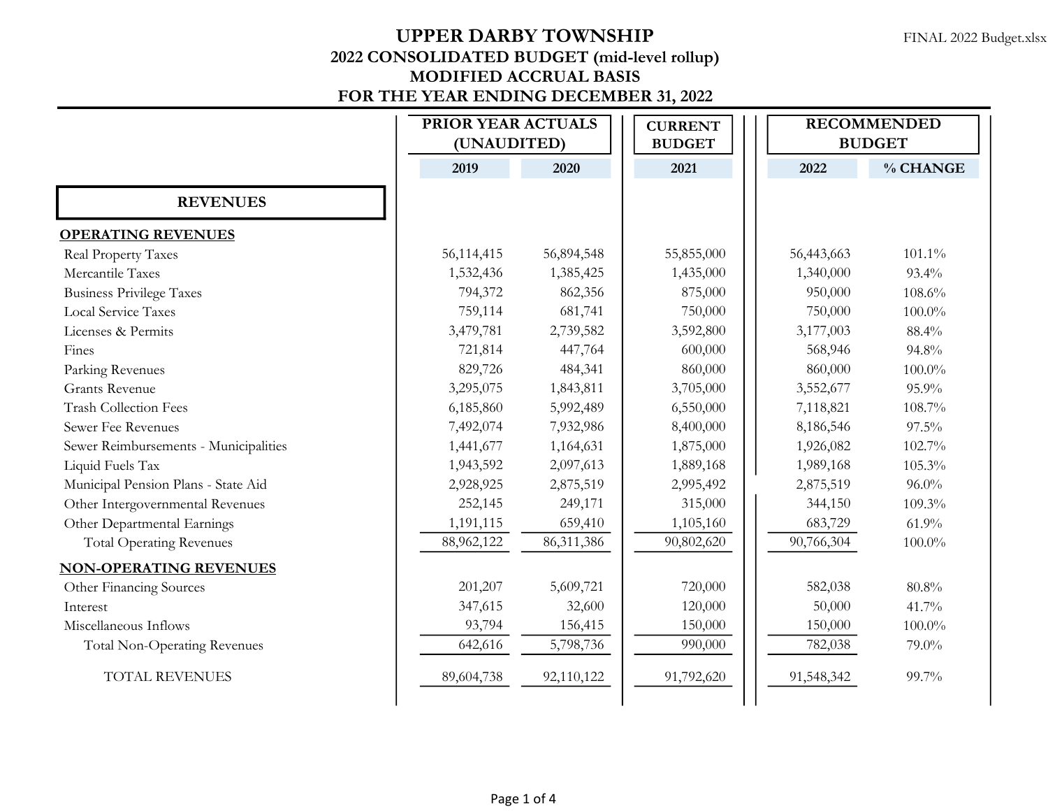# UPPER DARBY TOWNSHIP

FINAL 2022 Budget.xlsx

## 2022 CONSOLIDATED BUDGET (mid-level rollup)
## MODIFIED ACCRUAL BASIS
## FOR THE YEAR ENDING DECEMBER 31, 2022

| | PRIOR YEAR ACTUALS (UNAUDITED) | | CURRENT BUDGET | RECOMMENDED BUDGET | |
|---|---|---|---|---|---|
| | 2019 | 2020 | 2021 | 2022 | % CHANGE |
| **REVENUES** | | | | | |
| **OPERATING REVENUES** | | | | | |
| Real Property Taxes | 56,114,415 | 56,894,548 | 55,855,000 | 56,443,663 | 101.1% |
| Mercantile Taxes | 1,532,436 | 1,385,425 | 1,435,000 | 1,340,000 | 93.4% |
| Business Privilege Taxes | 794,372 | 862,356 | 875,000 | 950,000 | 108.6% |
| Local Service Taxes | 759,114 | 681,741 | 750,000 | 750,000 | 100.0% |
| Licenses & Permits | 3,479,781 | 2,739,582 | 3,592,800 | 3,177,003 | 88.4% |
| Fines | 721,814 | 447,764 | 600,000 | 568,946 | 94.8% |
| Parking Revenues | 829,726 | 484,341 | 860,000 | 860,000 | 100.0% |
| Grants Revenue | 3,295,075 | 1,843,811 | 3,705,000 | 3,552,677 | 95.9% |
| Trash Collection Fees | 6,185,860 | 5,992,489 | 6,550,000 | 7,118,821 | 108.7% |
| Sewer Fee Revenues | 7,492,074 | 7,932,986 | 8,400,000 | 8,186,546 | 97.5% |
| Sewer Reimbursements - Municipalities | 1,441,677 | 1,164,631 | 1,875,000 | 1,926,082 | 102.7% |
| Liquid Fuels Tax | 1,943,592 | 2,097,613 | 1,889,168 | 1,989,168 | 105.3% |
| Municipal Pension Plans - State Aid | 2,928,925 | 2,875,519 | 2,995,492 | 2,875,519 | 96.0% |
| Other Intergovernmental Revenues | 252,145 | 249,171 | 315,000 | 344,150 | 109.3% |
| Other Departmental Earnings | 1,191,115 | 659,410 | 1,105,160 | 683,729 | 61.9% |
| Total Operating Revenues | 88,962,122 | 86,311,386 | 90,802,620 | 90,766,304 | 100.0% |
| **NON-OPERATING REVENUES** | | | | | |
| Other Financing Sources | 201,207 | 5,609,721 | 720,000 | 582,038 | 80.8% |
| Interest | 347,615 | 32,600 | 120,000 | 50,000 | 41.7% |
| Miscellaneous Inflows | 93,794 | 156,415 | 150,000 | 150,000 | 100.0% |
| Total Non-Operating Revenues | 642,616 | 5,798,736 | 990,000 | 782,038 | 79.0% |
| TOTAL REVENUES | 89,604,738 | 92,110,122 | 91,792,620 | 91,548,342 | 99.7% |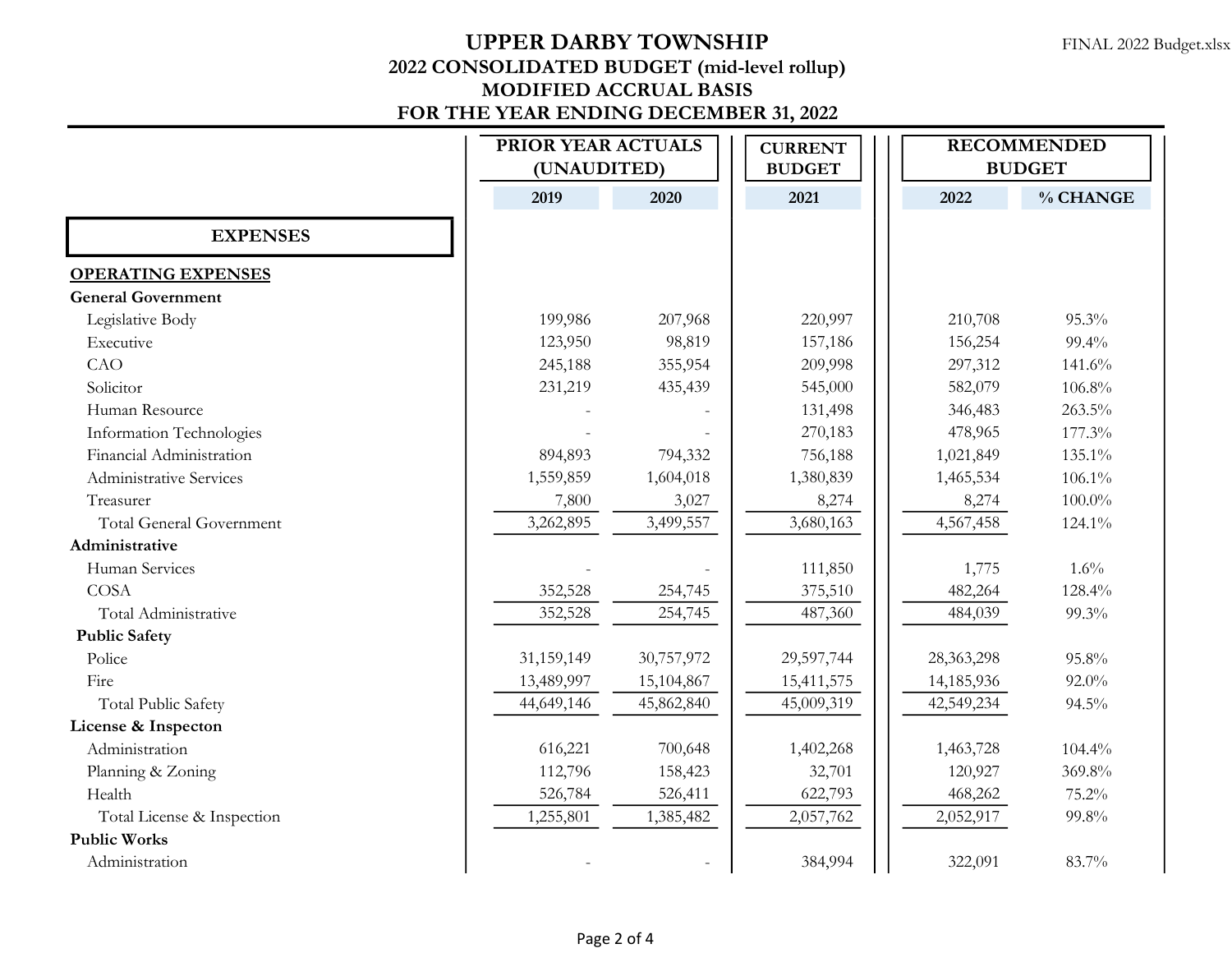# UPPER DARBY TOWNSHIP
## 2022 CONSOLIDATED BUDGET (mid-level rollup)
## MODIFIED ACCRUAL BASIS
## FOR THE YEAR ENDING DECEMBER 31, 2022

FINAL 2022 Budget.xlsx

| | PRIOR YEAR ACTUALS (UNAUDITED) | | CURRENT BUDGET | RECOMMENDED BUDGET | |
|---|---|---|---|---|---|
| | 2019 | 2020 | 2021 | 2022 | % CHANGE |
| **EXPENSES** | | | | | |
| **OPERATING EXPENSES** | | | | | |
| **General Government** | | | | | |
| Legislative Body | 199,986 | 207,968 | 220,997 | 210,708 | 95.3% |
| Executive | 123,950 | 98,819 | 157,186 | 156,254 | 99.4% |
| CAO | 245,188 | 355,954 | 209,998 | 297,312 | 141.6% |
| Solicitor | 231,219 | 435,439 | 545,000 | 582,079 | 106.8% |
| Human Resource | - | - | 131,498 | 346,483 | 263.5% |
| Information Technologies | - | - | 270,183 | 478,965 | 177.3% |
| Financial Administration | 894,893 | 794,332 | 756,188 | 1,021,849 | 135.1% |
| Administrative Services | 1,559,859 | 1,604,018 | 1,380,839 | 1,465,534 | 106.1% |
| Treasurer | 7,800 | 3,027 | 8,274 | 8,274 | 100.0% |
| Total General Government | 3,262,895 | 3,499,557 | 3,680,163 | 4,567,458 | 124.1% |
| **Administrative** | | | | | |
| Human Services | - | - | 111,850 | 1,775 | 1.6% |
| COSA | 352,528 | 254,745 | 375,510 | 482,264 | 128.4% |
| Total Administrative | 352,528 | 254,745 | 487,360 | 484,039 | 99.3% |
| **Public Safety** | | | | | |
| Police | 31,159,149 | 30,757,972 | 29,597,744 | 28,363,298 | 95.8% |
| Fire | 13,489,997 | 15,104,867 | 15,411,575 | 14,185,936 | 92.0% |
| Total Public Safety | 44,649,146 | 45,862,840 | 45,009,319 | 42,549,234 | 94.5% |
| **License & Inspecton** | | | | | |
| Administration | 616,221 | 700,648 | 1,402,268 | 1,463,728 | 104.4% |
| Planning & Zoning | 112,796 | 158,423 | 32,701 | 120,927 | 369.8% |
| Health | 526,784 | 526,411 | 622,793 | 468,262 | 75.2% |
| Total License & Inspection | 1,255,801 | 1,385,482 | 2,057,762 | 2,052,917 | 99.8% |
| **Public Works** | | | | | |
| Administration | - | - | 384,994 | 322,091 | 83.7% |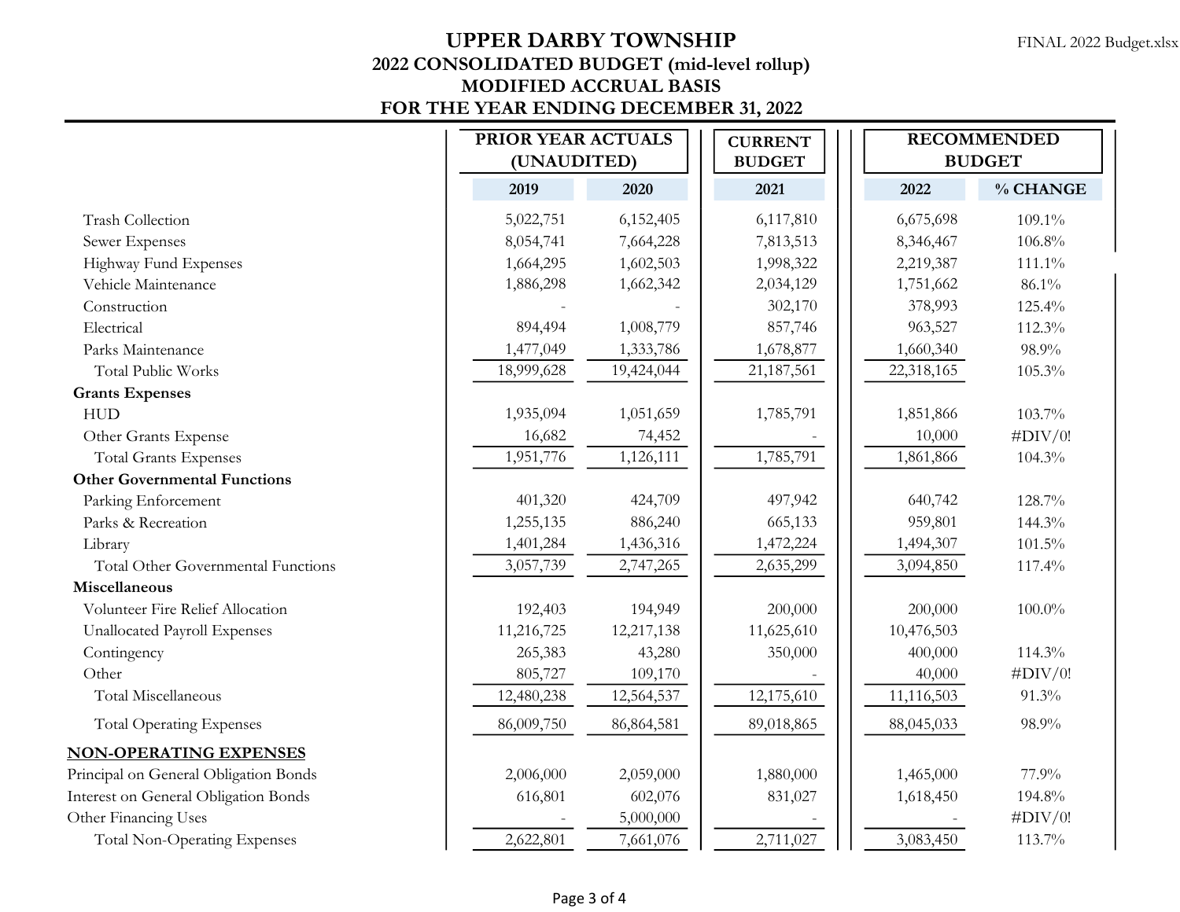# UPPER DARBY TOWNSHIP

FINAL 2022 Budget.xlsx

## 2022 CONSOLIDATED BUDGET (mid-level rollup)
## MODIFIED ACCRUAL BASIS
## FOR THE YEAR ENDING DECEMBER 31, 2022

| | PRIOR YEAR ACTUALS (UNAUDITED) | | CURRENT BUDGET | RECOMMENDED BUDGET | |
|---|---|---|---|---|---|
| | 2019 | 2020 | 2021 | 2022 | % CHANGE |
| Trash Collection | 5,022,751 | 6,152,405 | 6,117,810 | 6,675,698 | 109.1% |
| Sewer Expenses | 8,054,741 | 7,664,228 | 7,813,513 | 8,346,467 | 106.8% |
| Highway Fund Expenses | 1,664,295 | 1,602,503 | 1,998,322 | 2,219,387 | 111.1% |
| Vehicle Maintenance | 1,886,298 | 1,662,342 | 2,034,129 | 1,751,662 | 86.1% |
| Construction | - | - | 302,170 | 378,993 | 125.4% |
| Electrical | 894,494 | 1,008,779 | 857,746 | 963,527 | 112.3% |
| Parks Maintenance | 1,477,049 | 1,333,786 | 1,678,877 | 1,660,340 | 98.9% |
| Total Public Works | 18,999,628 | 19,424,044 | 21,187,561 | 22,318,165 | 105.3% |
| **Grants Expenses** | | | | | |
| HUD | 1,935,094 | 1,051,659 | 1,785,791 | 1,851,866 | 103.7% |
| Other Grants Expense | 16,682 | 74,452 | - | 10,000 | #DIV/0! |
| Total Grants Expenses | 1,951,776 | 1,126,111 | 1,785,791 | 1,861,866 | 104.3% |
| **Other Governmental Functions** | | | | | |
| Parking Enforcement | 401,320 | 424,709 | 497,942 | 640,742 | 128.7% |
| Parks & Recreation | 1,255,135 | 886,240 | 665,133 | 959,801 | 144.3% |
| Library | 1,401,284 | 1,436,316 | 1,472,224 | 1,494,307 | 101.5% |
| Total Other Governmental Functions | 3,057,739 | 2,747,265 | 2,635,299 | 3,094,850 | 117.4% |
| **Miscellaneous** | | | | | |
| Volunteer Fire Relief Allocation | 192,403 | 194,949 | 200,000 | 200,000 | 100.0% |
| Unallocated Payroll Expenses | 11,216,725 | 12,217,138 | 11,625,610 | 10,476,503 | |
| Contingency | 265,383 | 43,280 | 350,000 | 400,000 | 114.3% |
| Other | 805,727 | 109,170 | - | 40,000 | #DIV/0! |
| Total Miscellaneous | 12,480,238 | 12,564,537 | 12,175,610 | 11,116,503 | 91.3% |
| Total Operating Expenses | 86,009,750 | 86,864,581 | 89,018,865 | 88,045,033 | 98.9% |
| **NON-OPERATING EXPENSES** | | | | | |
| Principal on General Obligation Bonds | 2,006,000 | 2,059,000 | 1,880,000 | 1,465,000 | 77.9% |
| Interest on General Obligation Bonds | 616,801 | 602,076 | 831,027 | 1,618,450 | 194.8% |
| Other Financing Uses | - | 5,000,000 | - | - | #DIV/0! |
| Total Non-Operating Expenses | 2,622,801 | 7,661,076 | 2,711,027 | 3,083,450 | 113.7% |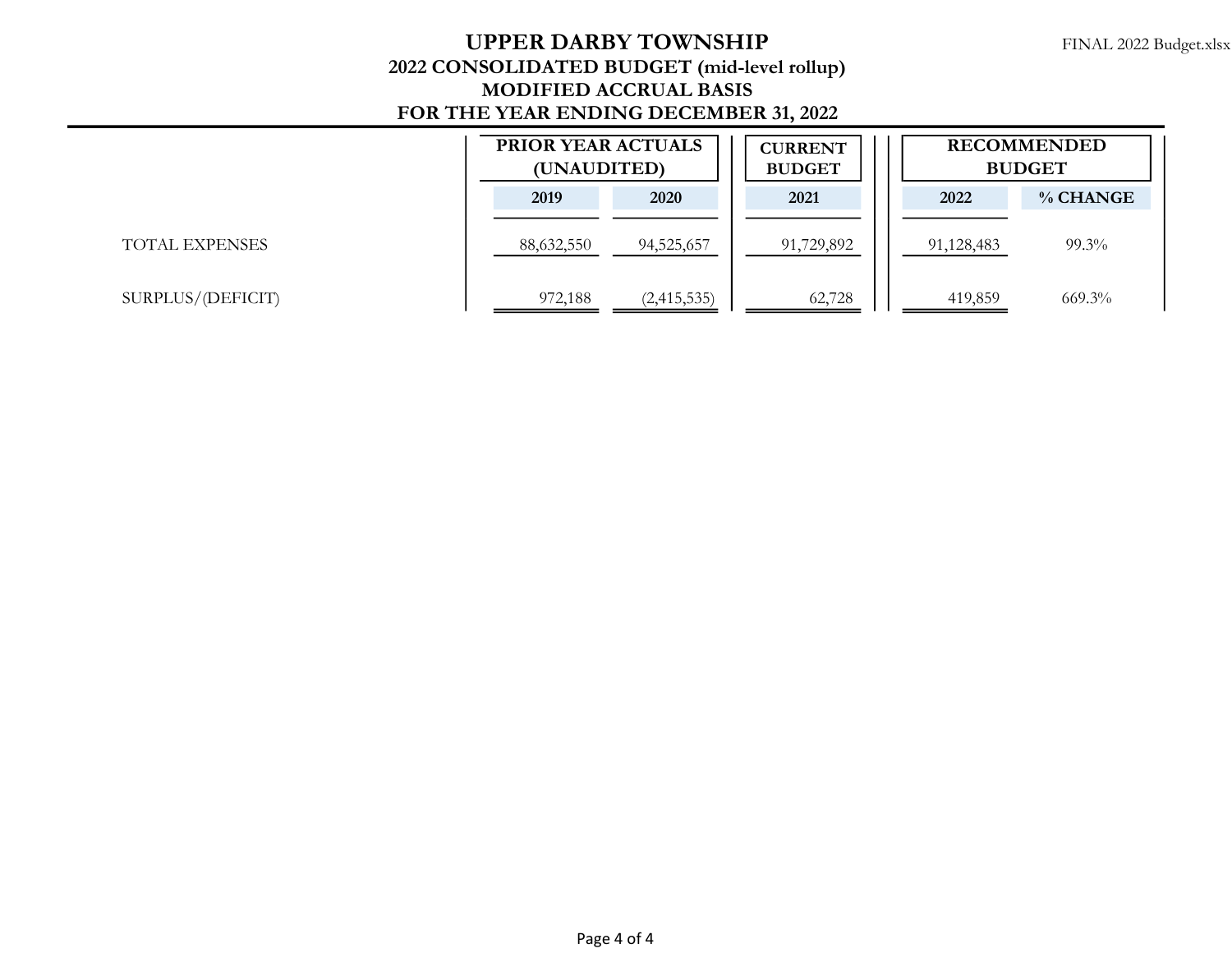# UPPER DARBY TOWNSHIP
## 2022 CONSOLIDATED BUDGET (mid-level rollup)
## MODIFIED ACCRUAL BASIS
## FOR THE YEAR ENDING DECEMBER 31, 2022

FINAL 2022 Budget.xlsx

| | PRIOR YEAR ACTUALS (UNAUDITED) | | CURRENT BUDGET | RECOMMENDED BUDGET | |
|---|---|---|---|---|---|
| | 2019 | 2020 | 2021 | 2022 | % CHANGE |
| TOTAL EXPENSES | 88,632,550 | 94,525,657 | 91,729,892 | 91,128,483 | 99.3% |
| SURPLUS/(DEFICIT) | 972,188 | (2,415,535) | 62,728 | 419,859 | 669.3% |